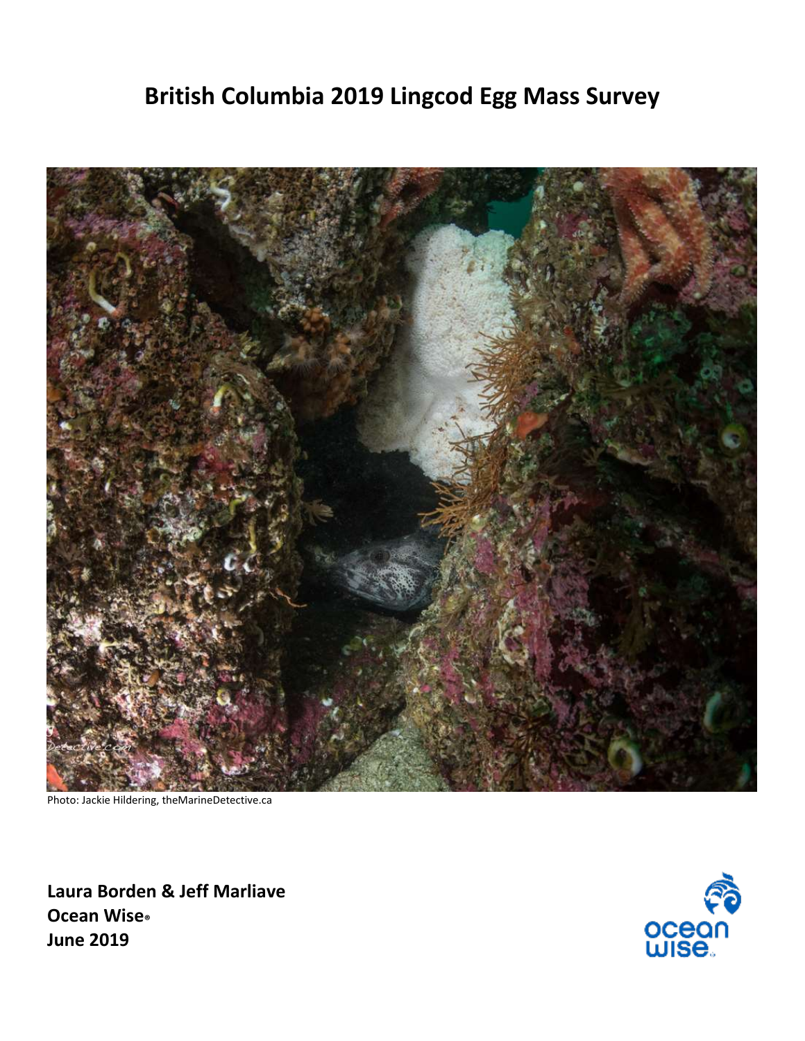# British Columbia 2019 Lingcod Egg Mass Survey

Photo: Jackie Hildering, theMarineDetective.ca

**Laura Borden & Jeff Marliave**
**Ocean Wise®**
**June 2019**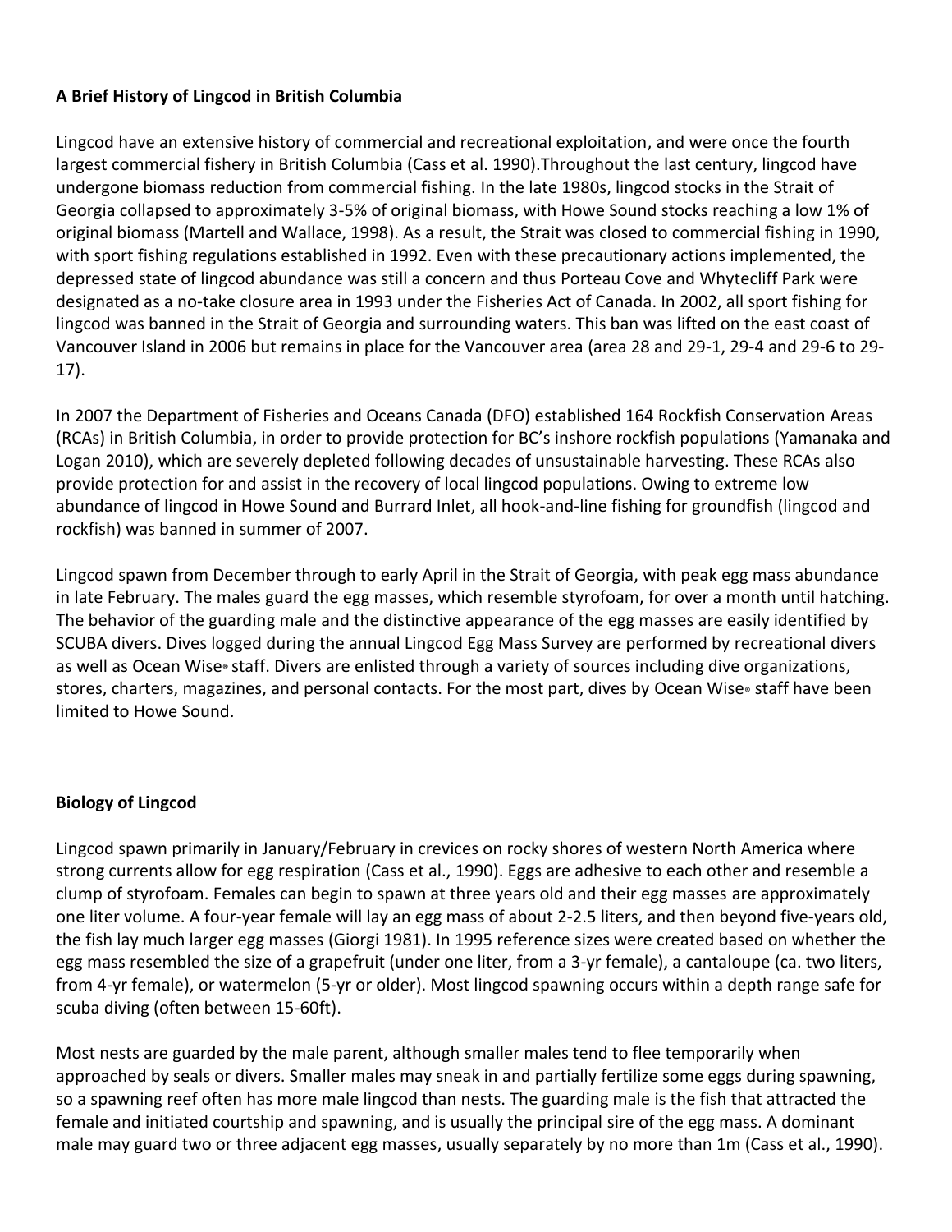**A Brief History of Lingcod in British Columbia**

Lingcod have an extensive history of commercial and recreational exploitation, and were once the fourth largest commercial fishery in British Columbia (Cass et al. 1990).Throughout the last century, lingcod have undergone biomass reduction from commercial fishing. In the late 1980s, lingcod stocks in the Strait of Georgia collapsed to approximately 3-5% of original biomass, with Howe Sound stocks reaching a low 1% of original biomass (Martell and Wallace, 1998). As a result, the Strait was closed to commercial fishing in 1990, with sport fishing regulations established in 1992. Even with these precautionary actions implemented, the depressed state of lingcod abundance was still a concern and thus Porteau Cove and Whytecliff Park were designated as a no-take closure area in 1993 under the Fisheries Act of Canada. In 2002, all sport fishing for lingcod was banned in the Strait of Georgia and surrounding waters. This ban was lifted on the east coast of Vancouver Island in 2006 but remains in place for the Vancouver area (area 28 and 29-1, 29-4 and 29-6 to 29-17).

In 2007 the Department of Fisheries and Oceans Canada (DFO) established 164 Rockfish Conservation Areas (RCAs) in British Columbia, in order to provide protection for BC's inshore rockfish populations (Yamanaka and Logan 2010), which are severely depleted following decades of unsustainable harvesting. These RCAs also provide protection for and assist in the recovery of local lingcod populations. Owing to extreme low abundance of lingcod in Howe Sound and Burrard Inlet, all hook-and-line fishing for groundfish (lingcod and rockfish) was banned in summer of 2007.

Lingcod spawn from December through to early April in the Strait of Georgia, with peak egg mass abundance in late February. The males guard the egg masses, which resemble styrofoam, for over a month until hatching. The behavior of the guarding male and the distinctive appearance of the egg masses are easily identified by SCUBA divers. Dives logged during the annual Lingcod Egg Mass Survey are performed by recreational divers as well as Ocean Wise® staff. Divers are enlisted through a variety of sources including dive organizations, stores, charters, magazines, and personal contacts. For the most part, dives by Ocean Wise® staff have been limited to Howe Sound.

**Biology of Lingcod**

Lingcod spawn primarily in January/February in crevices on rocky shores of western North America where strong currents allow for egg respiration (Cass et al., 1990). Eggs are adhesive to each other and resemble a clump of styrofoam. Females can begin to spawn at three years old and their egg masses are approximately one liter volume. A four-year female will lay an egg mass of about 2-2.5 liters, and then beyond five-years old, the fish lay much larger egg masses (Giorgi 1981). In 1995 reference sizes were created based on whether the egg mass resembled the size of a grapefruit (under one liter, from a 3-yr female), a cantaloupe (ca. two liters, from 4-yr female), or watermelon (5-yr or older). Most lingcod spawning occurs within a depth range safe for scuba diving (often between 15-60ft).

Most nests are guarded by the male parent, although smaller males tend to flee temporarily when approached by seals or divers. Smaller males may sneak in and partially fertilize some eggs during spawning, so a spawning reef often has more male lingcod than nests. The guarding male is the fish that attracted the female and initiated courtship and spawning, and is usually the principal sire of the egg mass. A dominant male may guard two or three adjacent egg masses, usually separately by no more than 1m (Cass et al., 1990).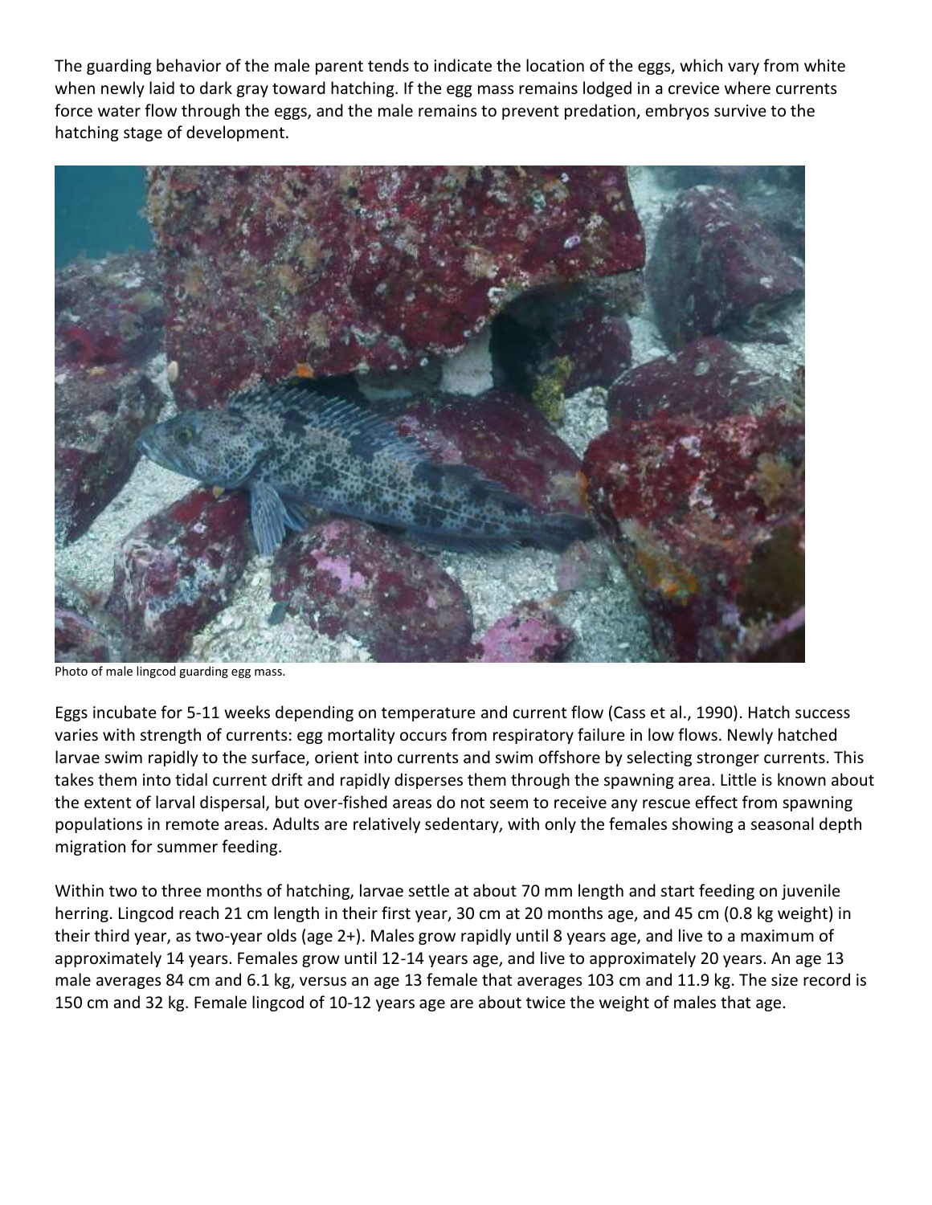The guarding behavior of the male parent tends to indicate the location of the eggs, which vary from white when newly laid to dark gray toward hatching. If the egg mass remains lodged in a crevice where currents force water flow through the eggs, and the male remains to prevent predation, embryos survive to the hatching stage of development.

Photo of male lingcod guarding egg mass.

Eggs incubate for 5-11 weeks depending on temperature and current flow (Cass et al., 1990). Hatch success varies with strength of currents: egg mortality occurs from respiratory failure in low flows. Newly hatched larvae swim rapidly to the surface, orient into currents and swim offshore by selecting stronger currents. This takes them into tidal current drift and rapidly disperses them through the spawning area. Little is known about the extent of larval dispersal, but over-fished areas do not seem to receive any rescue effect from spawning populations in remote areas. Adults are relatively sedentary, with only the females showing a seasonal depth migration for summer feeding.

Within two to three months of hatching, larvae settle at about 70 mm length and start feeding on juvenile herring. Lingcod reach 21 cm length in their first year, 30 cm at 20 months age, and 45 cm (0.8 kg weight) in their third year, as two-year olds (age 2+). Males grow rapidly until 8 years age, and live to a maximum of approximately 14 years. Females grow until 12-14 years age, and live to approximately 20 years. An age 13 male averages 84 cm and 6.1 kg, versus an age 13 female that averages 103 cm and 11.9 kg. The size record is 150 cm and 32 kg. Female lingcod of 10-12 years age are about twice the weight of males that age.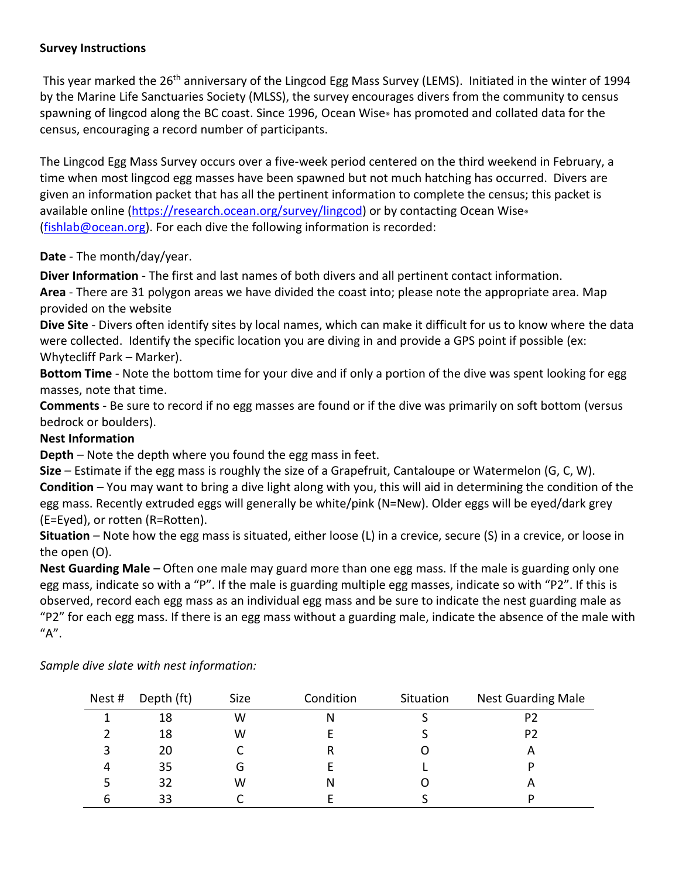**Survey Instructions**

This year marked the 26th anniversary of the Lingcod Egg Mass Survey (LEMS). Initiated in the winter of 1994 by the Marine Life Sanctuaries Society (MLSS), the survey encourages divers from the community to census spawning of lingcod along the BC coast. Since 1996, Ocean Wise® has promoted and collated data for the census, encouraging a record number of participants.

The Lingcod Egg Mass Survey occurs over a five-week period centered on the third weekend in February, a time when most lingcod egg masses have been spawned but not much hatching has occurred. Divers are given an information packet that has all the pertinent information to complete the census; this packet is available online (https://research.ocean.org/survey/lingcod) or by contacting Ocean Wise® (fishlab@ocean.org). For each dive the following information is recorded:

**Date** - The month/day/year.

**Diver Information** - The first and last names of both divers and all pertinent contact information.

**Area** - There are 31 polygon areas we have divided the coast into; please note the appropriate area. Map provided on the website

**Dive Site** - Divers often identify sites by local names, which can make it difficult for us to know where the data were collected. Identify the specific location you are diving in and provide a GPS point if possible (ex: Whytecliff Park – Marker).

**Bottom Time** - Note the bottom time for your dive and if only a portion of the dive was spent looking for egg masses, note that time.

**Comments** - Be sure to record if no egg masses are found or if the dive was primarily on soft bottom (versus bedrock or boulders).

**Nest Information**

**Depth** – Note the depth where you found the egg mass in feet.

**Size** – Estimate if the egg mass is roughly the size of a Grapefruit, Cantaloupe or Watermelon (G, C, W).

**Condition** – You may want to bring a dive light along with you, this will aid in determining the condition of the egg mass. Recently extruded eggs will generally be white/pink (N=New). Older eggs will be eyed/dark grey (E=Eyed), or rotten (R=Rotten).

**Situation** – Note how the egg mass is situated, either loose (L) in a crevice, secure (S) in a crevice, or loose in the open (O).

**Nest Guarding Male** – Often one male may guard more than one egg mass. If the male is guarding only one egg mass, indicate so with a "P". If the male is guarding multiple egg masses, indicate so with "P2". If this is observed, record each egg mass as an individual egg mass and be sure to indicate the nest guarding male as "P2" for each egg mass. If there is an egg mass without a guarding male, indicate the absence of the male with "A".

*Sample dive slate with nest information:*

| Nest # | Depth (ft) | Size | Condition | Situation | Nest Guarding Male |
|---|---|---|---|---|---|
| 1 | 18 | W | N | S | P2 |
| 2 | 18 | W | E | S | P2 |
| 3 | 20 | C | R | O | A |
| 4 | 35 | G | E | L | P |
| 5 | 32 | W | N | O | A |
| 6 | 33 | C | E | S | P |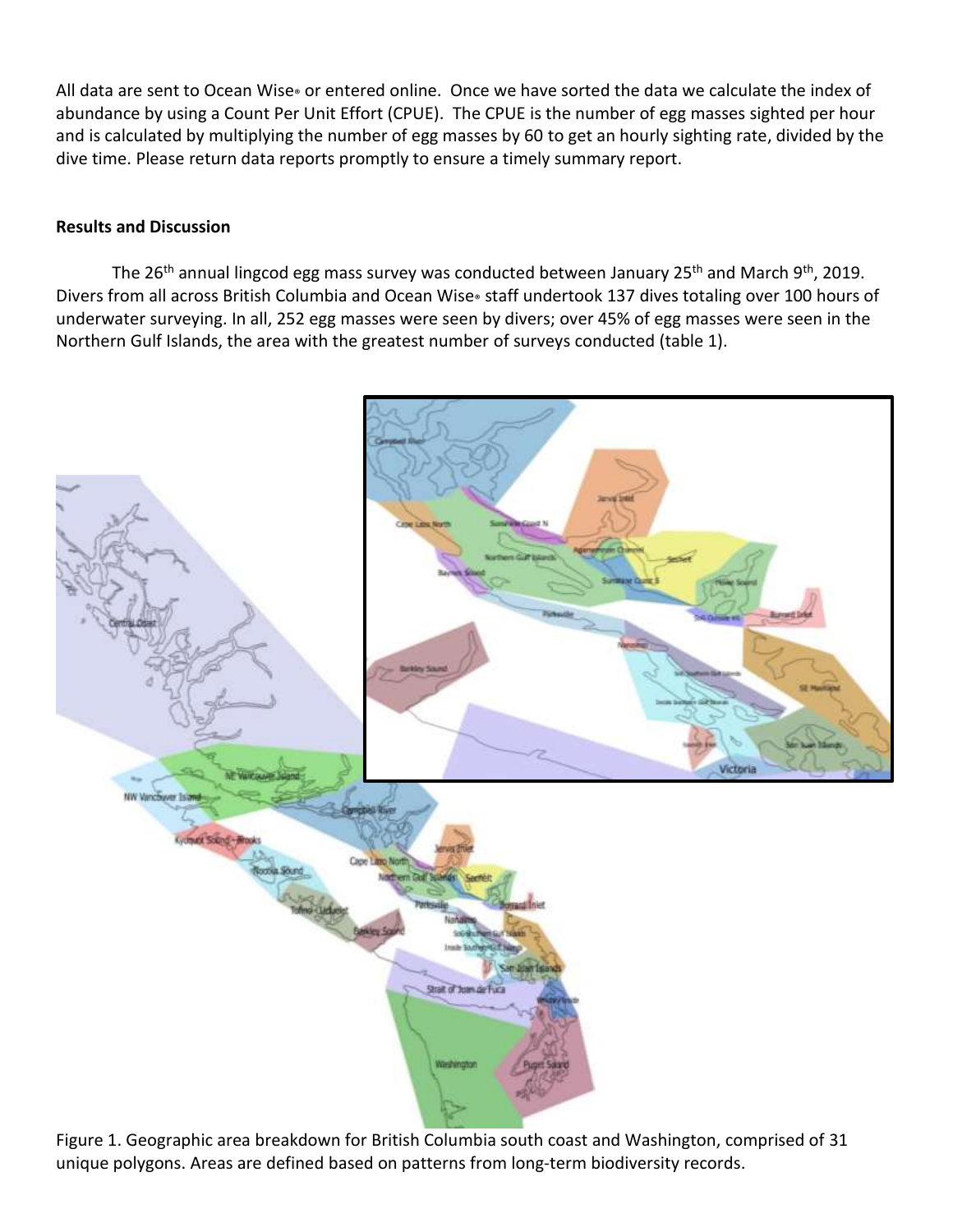All data are sent to Ocean Wise® or entered online. Once we have sorted the data we calculate the index of abundance by using a Count Per Unit Effort (CPUE). The CPUE is the number of egg masses sighted per hour and is calculated by multiplying the number of egg masses by 60 to get an hourly sighting rate, divided by the dive time. Please return data reports promptly to ensure a timely summary report.

**Results and Discussion**

The 26th annual lingcod egg mass survey was conducted between January 25th and March 9th, 2019. Divers from all across British Columbia and Ocean Wise® staff undertook 137 dives totaling over 100 hours of underwater surveying. In all, 252 egg masses were seen by divers; over 45% of egg masses were seen in the Northern Gulf Islands, the area with the greatest number of surveys conducted (table 1).

Figure 1. Geographic area breakdown for British Columbia south coast and Washington, comprised of 31 unique polygons. Areas are defined based on patterns from long-term biodiversity records.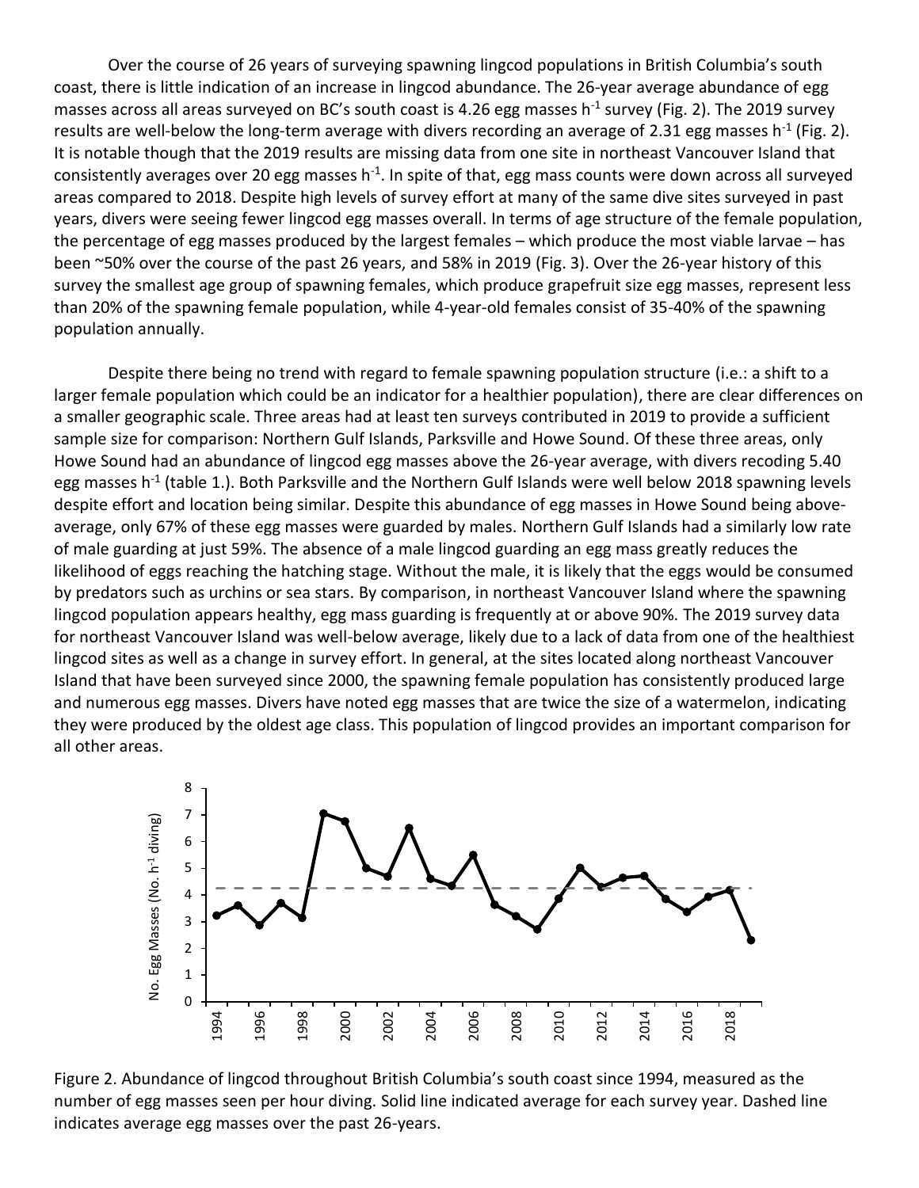Over the course of 26 years of surveying spawning lingcod populations in British Columbia's south coast, there is little indication of an increase in lingcod abundance. The 26-year average abundance of egg masses across all areas surveyed on BC's south coast is 4.26 egg masses $h^{-1}$ survey (Fig. 2). The 2019 survey results are well-below the long-term average with divers recording an average of 2.31 egg masses $h^{-1}$ (Fig. 2). It is notable though that the 2019 results are missing data from one site in northeast Vancouver Island that consistently averages over 20 egg masses $h^{-1}$. In spite of that, egg mass counts were down across all surveyed areas compared to 2018. Despite high levels of survey effort at many of the same dive sites surveyed in past years, divers were seeing fewer lingcod egg masses overall. In terms of age structure of the female population, the percentage of egg masses produced by the largest females – which produce the most viable larvae – has been ~50% over the course of the past 26 years, and 58% in 2019 (Fig. 3). Over the 26-year history of this survey the smallest age group of spawning females, which produce grapefruit size egg masses, represent less than 20% of the spawning female population, while 4-year-old females consist of 35-40% of the spawning population annually.

Despite there being no trend with regard to female spawning population structure (i.e.: a shift to a larger female population which could be an indicator for a healthier population), there are clear differences on a smaller geographic scale. Three areas had at least ten surveys contributed in 2019 to provide a sufficient sample size for comparison: Northern Gulf Islands, Parksville and Howe Sound. Of these three areas, only Howe Sound had an abundance of lingcod egg masses above the 26-year average, with divers recoding 5.40 egg masses $h^{-1}$ (table 1.). Both Parksville and the Northern Gulf Islands were well below 2018 spawning levels despite effort and location being similar. Despite this abundance of egg masses in Howe Sound being above-average, only 67% of these egg masses were guarded by males. Northern Gulf Islands had a similarly low rate of male guarding at just 59%. The absence of a male lingcod guarding an egg mass greatly reduces the likelihood of eggs reaching the hatching stage. Without the male, it is likely that the eggs would be consumed by predators such as urchins or sea stars. By comparison, in northeast Vancouver Island where the spawning lingcod population appears healthy, egg mass guarding is frequently at or above 90%. The 2019 survey data for northeast Vancouver Island was well-below average, likely due to a lack of data from one of the healthiest lingcod sites as well as a change in survey effort. In general, at the sites located along northeast Vancouver Island that have been surveyed since 2000, the spawning female population has consistently produced large and numerous egg masses. Divers have noted egg masses that are twice the size of a watermelon, indicating they were produced by the oldest age class. This population of lingcod provides an important comparison for all other areas.

Figure 2. Abundance of lingcod throughout British Columbia's south coast since 1994, measured as the number of egg masses seen per hour diving. Solid line indicated average for each survey year. Dashed line indicates average egg masses over the past 26-years.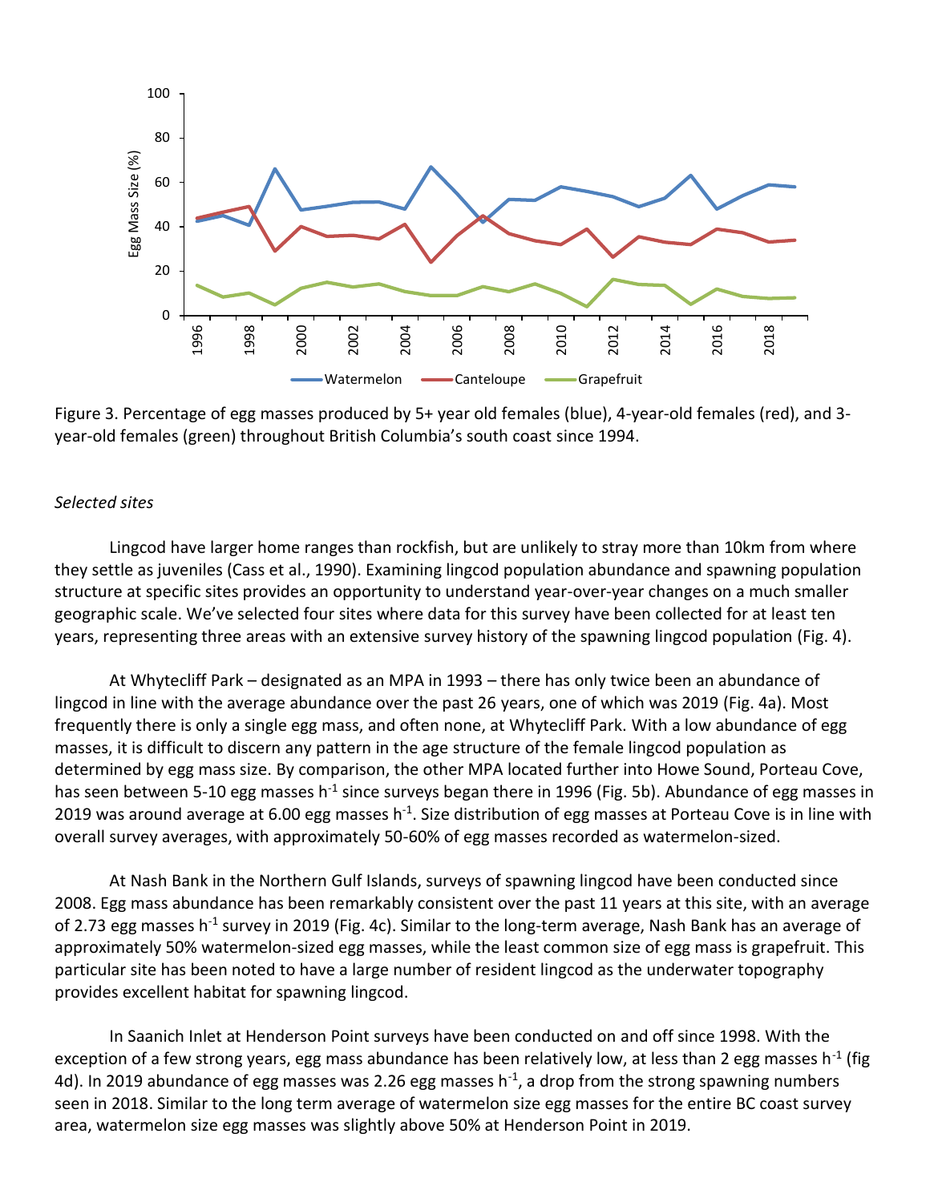Figure 3. Percentage of egg masses produced by 5+ year old females (blue), 4-year-old females (red), and 3-year-old females (green) throughout British Columbia's south coast since 1994.

*Selected sites*

Lingcod have larger home ranges than rockfish, but are unlikely to stray more than 10km from where they settle as juveniles (Cass et al., 1990). Examining lingcod population abundance and spawning population structure at specific sites provides an opportunity to understand year-over-year changes on a much smaller geographic scale. We've selected four sites where data for this survey have been collected for at least ten years, representing three areas with an extensive survey history of the spawning lingcod population (Fig. 4).

At Whytecliff Park – designated as an MPA in 1993 – there has only twice been an abundance of lingcod in line with the average abundance over the past 26 years, one of which was 2019 (Fig. 4a). Most frequently there is only a single egg mass, and often none, at Whytecliff Park. With a low abundance of egg masses, it is difficult to discern any pattern in the age structure of the female lingcod population as determined by egg mass size. By comparison, the other MPA located further into Howe Sound, Porteau Cove, has seen between 5-10 egg masses $h^{-1}$ since surveys began there in 1996 (Fig. 5b). Abundance of egg masses in 2019 was around average at 6.00 egg masses $h^{-1}$. Size distribution of egg masses at Porteau Cove is in line with overall survey averages, with approximately 50-60% of egg masses recorded as watermelon-sized.

At Nash Bank in the Northern Gulf Islands, surveys of spawning lingcod have been conducted since 2008. Egg mass abundance has been remarkably consistent over the past 11 years at this site, with an average of 2.73 egg masses $h^{-1}$ survey in 2019 (Fig. 4c). Similar to the long-term average, Nash Bank has an average of approximately 50% watermelon-sized egg masses, while the least common size of egg mass is grapefruit. This particular site has been noted to have a large number of resident lingcod as the underwater topography provides excellent habitat for spawning lingcod.

In Saanich Inlet at Henderson Point surveys have been conducted on and off since 1998. With the exception of a few strong years, egg mass abundance has been relatively low, at less than 2 egg masses $h^{-1}$ (fig 4d). In 2019 abundance of egg masses was 2.26 egg masses $h^{-1}$, a drop from the strong spawning numbers seen in 2018. Similar to the long term average of watermelon size egg masses for the entire BC coast survey area, watermelon size egg masses was slightly above 50% at Henderson Point in 2019.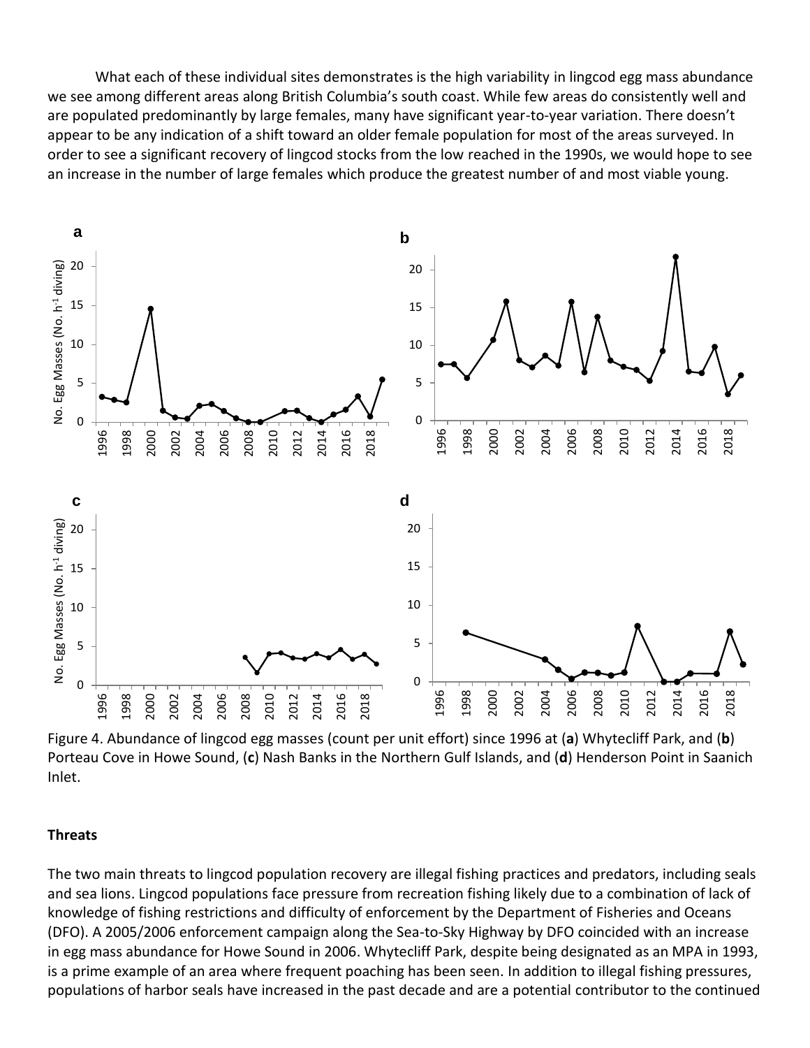What each of these individual sites demonstrates is the high variability in lingcod egg mass abundance we see among different areas along British Columbia's south coast. While few areas do consistently well and are populated predominantly by large females, many have significant year-to-year variation. There doesn't appear to be any indication of a shift toward an older female population for most of the areas surveyed. In order to see a significant recovery of lingcod stocks from the low reached in the 1990s, we would hope to see an increase in the number of large females which produce the greatest number of and most viable young.

Figure 4. Abundance of lingcod egg masses (count per unit effort) since 1996 at (**a**) Whytecliff Park, and (**b**) Porteau Cove in Howe Sound, (**c**) Nash Banks in the Northern Gulf Islands, and (**d**) Henderson Point in Saanich Inlet.

## Threats

The two main threats to lingcod population recovery are illegal fishing practices and predators, including seals and sea lions. Lingcod populations face pressure from recreation fishing likely due to a combination of lack of knowledge of fishing restrictions and difficulty of enforcement by the Department of Fisheries and Oceans (DFO). A 2005/2006 enforcement campaign along the Sea-to-Sky Highway by DFO coincided with an increase in egg mass abundance for Howe Sound in 2006. Whytecliff Park, despite being designated as an MPA in 1993, is a prime example of an area where frequent poaching has been seen. In addition to illegal fishing pressures, populations of harbor seals have increased in the past decade and are a potential contributor to the continued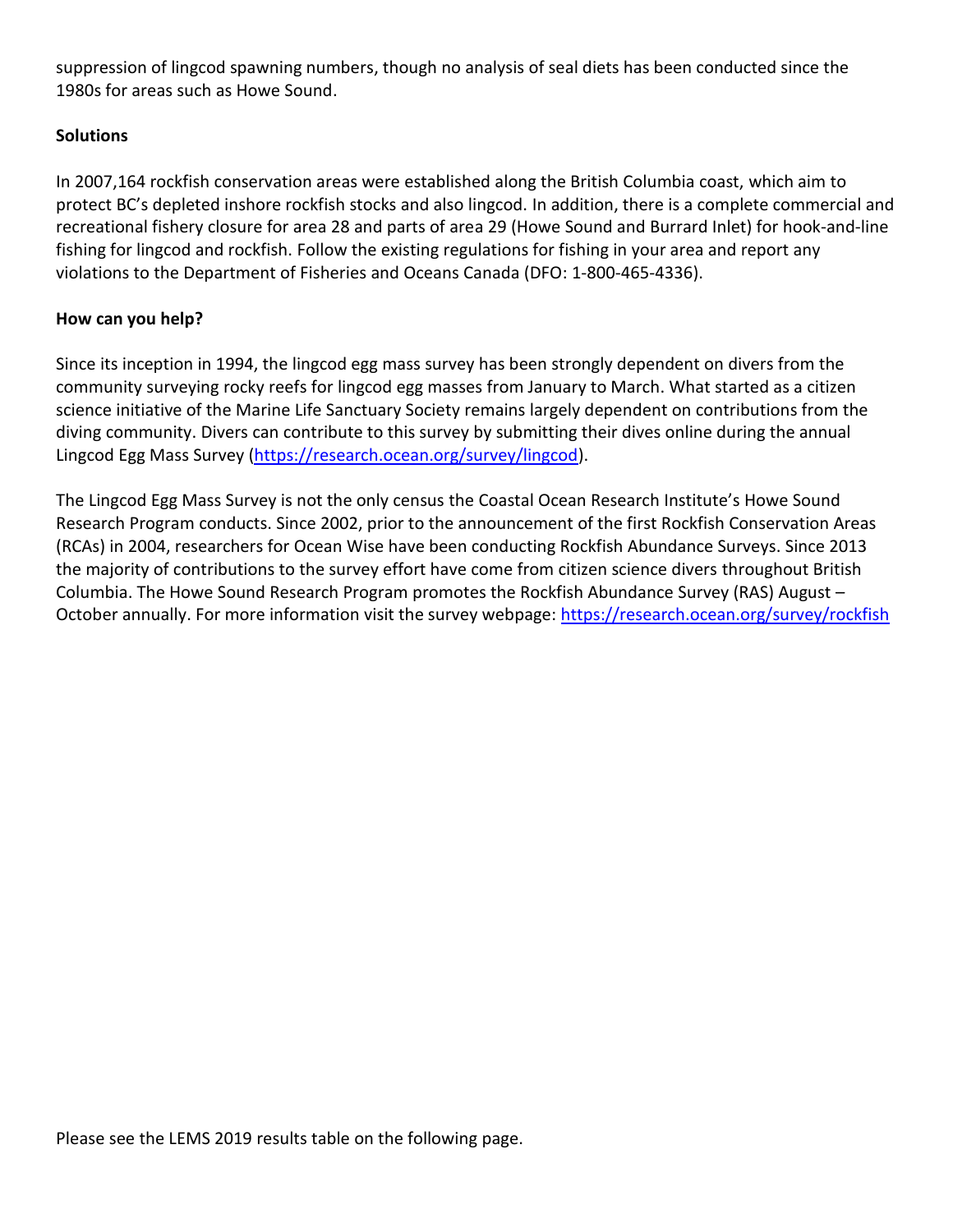suppression of lingcod spawning numbers, though no analysis of seal diets has been conducted since the 1980s for areas such as Howe Sound.

**Solutions**

In 2007,164 rockfish conservation areas were established along the British Columbia coast, which aim to protect BC's depleted inshore rockfish stocks and also lingcod. In addition, there is a complete commercial and recreational fishery closure for area 28 and parts of area 29 (Howe Sound and Burrard Inlet) for hook-and-line fishing for lingcod and rockfish. Follow the existing regulations for fishing in your area and report any violations to the Department of Fisheries and Oceans Canada (DFO: 1-800-465-4336).

**How can you help?**

Since its inception in 1994, the lingcod egg mass survey has been strongly dependent on divers from the community surveying rocky reefs for lingcod egg masses from January to March. What started as a citizen science initiative of the Marine Life Sanctuary Society remains largely dependent on contributions from the diving community. Divers can contribute to this survey by submitting their dives online during the annual Lingcod Egg Mass Survey (https://research.ocean.org/survey/lingcod).

The Lingcod Egg Mass Survey is not the only census the Coastal Ocean Research Institute's Howe Sound Research Program conducts. Since 2002, prior to the announcement of the first Rockfish Conservation Areas (RCAs) in 2004, researchers for Ocean Wise have been conducting Rockfish Abundance Surveys. Since 2013 the majority of contributions to the survey effort have come from citizen science divers throughout British Columbia. The Howe Sound Research Program promotes the Rockfish Abundance Survey (RAS) August – October annually. For more information visit the survey webpage: https://research.ocean.org/survey/rockfish

Please see the LEMS 2019 results table on the following page.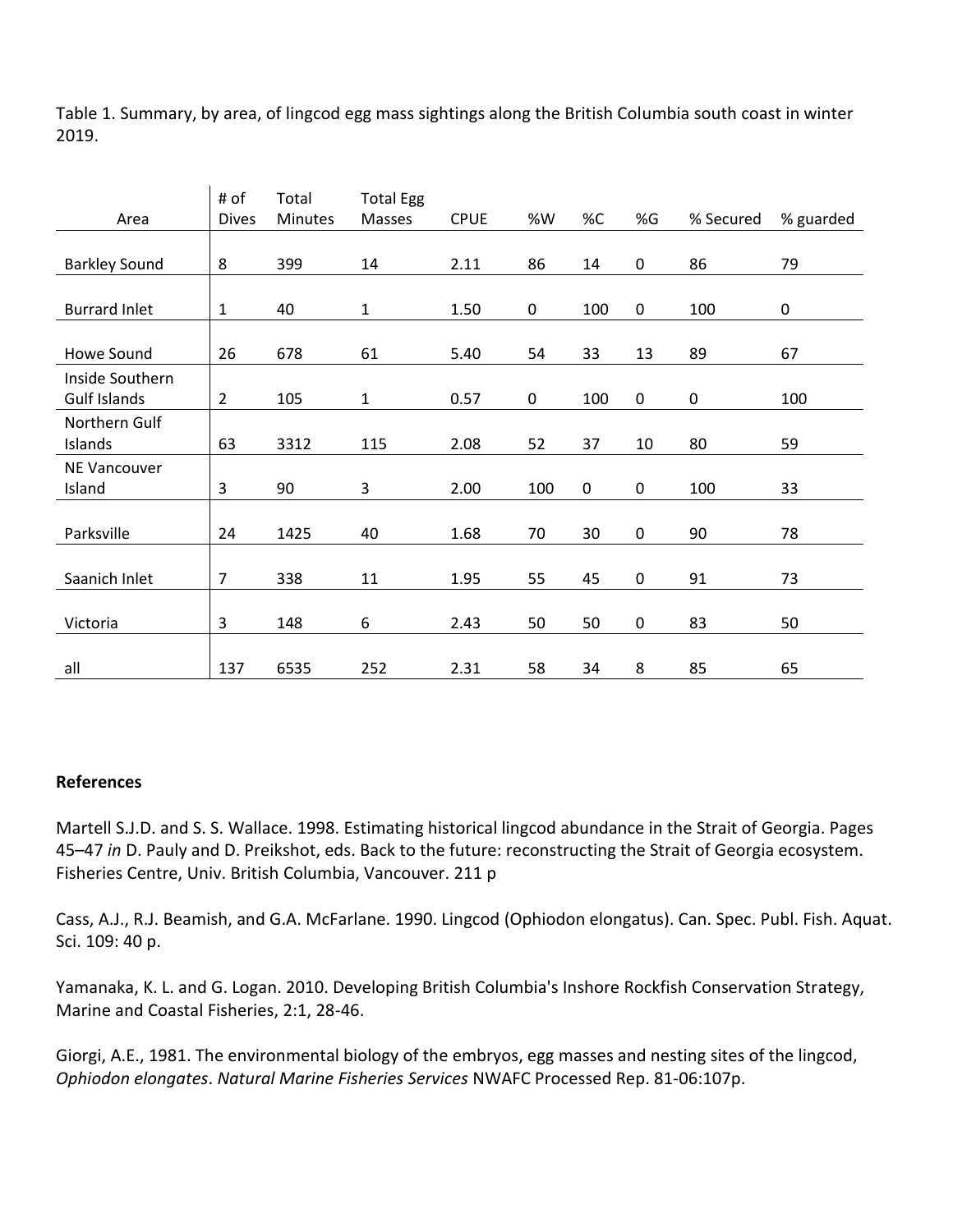Table 1. Summary, by area, of lingcod egg mass sightings along the British Columbia south coast in winter 2019.

| Area | # of Dives | Total Minutes | Total Egg Masses | CPUE | %W | %C | %G | % Secured | % guarded |
|---|---|---|---|---|---|---|---|---|---|
| Barkley Sound | 8 | 399 | 14 | 2.11 | 86 | 14 | 0 | 86 | 79 |
| Burrard Inlet | 1 | 40 | 1 | 1.50 | 0 | 100 | 0 | 100 | 0 |
| Howe Sound | 26 | 678 | 61 | 5.40 | 54 | 33 | 13 | 89 | 67 |
| Inside Southern Gulf Islands | 2 | 105 | 1 | 0.57 | 0 | 100 | 0 | 0 | 100 |
| Northern Gulf Islands | 63 | 3312 | 115 | 2.08 | 52 | 37 | 10 | 80 | 59 |
| NE Vancouver Island | 3 | 90 | 3 | 2.00 | 100 | 0 | 0 | 100 | 33 |
| Parksville | 24 | 1425 | 40 | 1.68 | 70 | 30 | 0 | 90 | 78 |
| Saanich Inlet | 7 | 338 | 11 | 1.95 | 55 | 45 | 0 | 91 | 73 |
| Victoria | 3 | 148 | 6 | 2.43 | 50 | 50 | 0 | 83 | 50 |
| all | 137 | 6535 | 252 | 2.31 | 58 | 34 | 8 | 85 | 65 |

**References**

Martell S.J.D. and S. S. Wallace. 1998. Estimating historical lingcod abundance in the Strait of Georgia. Pages 45–47 *in* D. Pauly and D. Preikshot, eds. Back to the future: reconstructing the Strait of Georgia ecosystem. Fisheries Centre, Univ. British Columbia, Vancouver. 211 p

Cass, A.J., R.J. Beamish, and G.A. McFarlane. 1990. Lingcod (Ophiodon elongatus). Can. Spec. Publ. Fish. Aquat. Sci. 109: 40 p.

Yamanaka, K. L. and G. Logan. 2010. Developing British Columbia's Inshore Rockfish Conservation Strategy, Marine and Coastal Fisheries, 2:1, 28-46.

Giorgi, A.E., 1981. The environmental biology of the embryos, egg masses and nesting sites of the lingcod, *Ophiodon elongates*. *Natural Marine Fisheries Services* NWAFC Processed Rep. 81-06:107p.